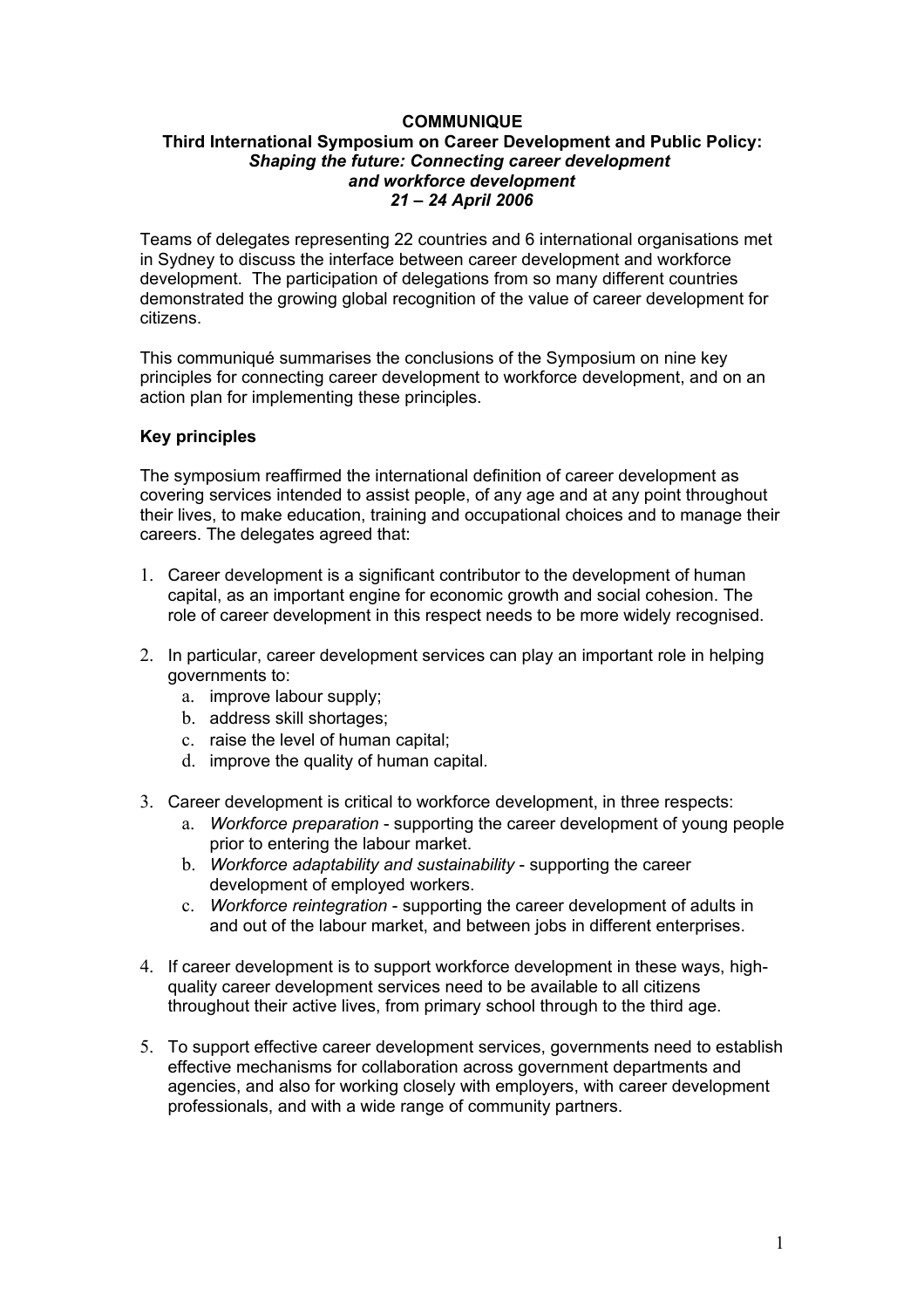**COMMUNIQUE**

**Third International Symposium on Career Development and Public Policy:**

***Shaping the future: Connecting career development and workforce development***

***21 – 24 April 2006***

Teams of delegates representing 22 countries and 6 international organisations met in Sydney to discuss the interface between career development and workforce development. The participation of delegations from so many different countries demonstrated the growing global recognition of the value of career development for citizens.

This communiqué summarises the conclusions of the Symposium on nine key principles for connecting career development to workforce development, and on an action plan for implementing these principles.

**Key principles**

The symposium reaffirmed the international definition of career development as covering services intended to assist people, of any age and at any point throughout their lives, to make education, training and occupational choices and to manage their careers. The delegates agreed that:

1. Career development is a significant contributor to the development of human capital, as an important engine for economic growth and social cohesion. The role of career development in this respect needs to be more widely recognised.
2. In particular, career development services can play an important role in helping governments to:
   a. improve labour supply;
   b. address skill shortages;
   c. raise the level of human capital;
   d. improve the quality of human capital.
3. Career development is critical to workforce development, in three respects:
   a. *Workforce preparation* - supporting the career development of young people prior to entering the labour market.
   b. *Workforce adaptability and sustainability* - supporting the career development of employed workers.
   c. *Workforce reintegration* - supporting the career development of adults in and out of the labour market, and between jobs in different enterprises.
4. If career development is to support workforce development in these ways, high-quality career development services need to be available to all citizens throughout their active lives, from primary school through to the third age.
5. To support effective career development services, governments need to establish effective mechanisms for collaboration across government departments and agencies, and also for working closely with employers, with career development professionals, and with a wide range of community partners.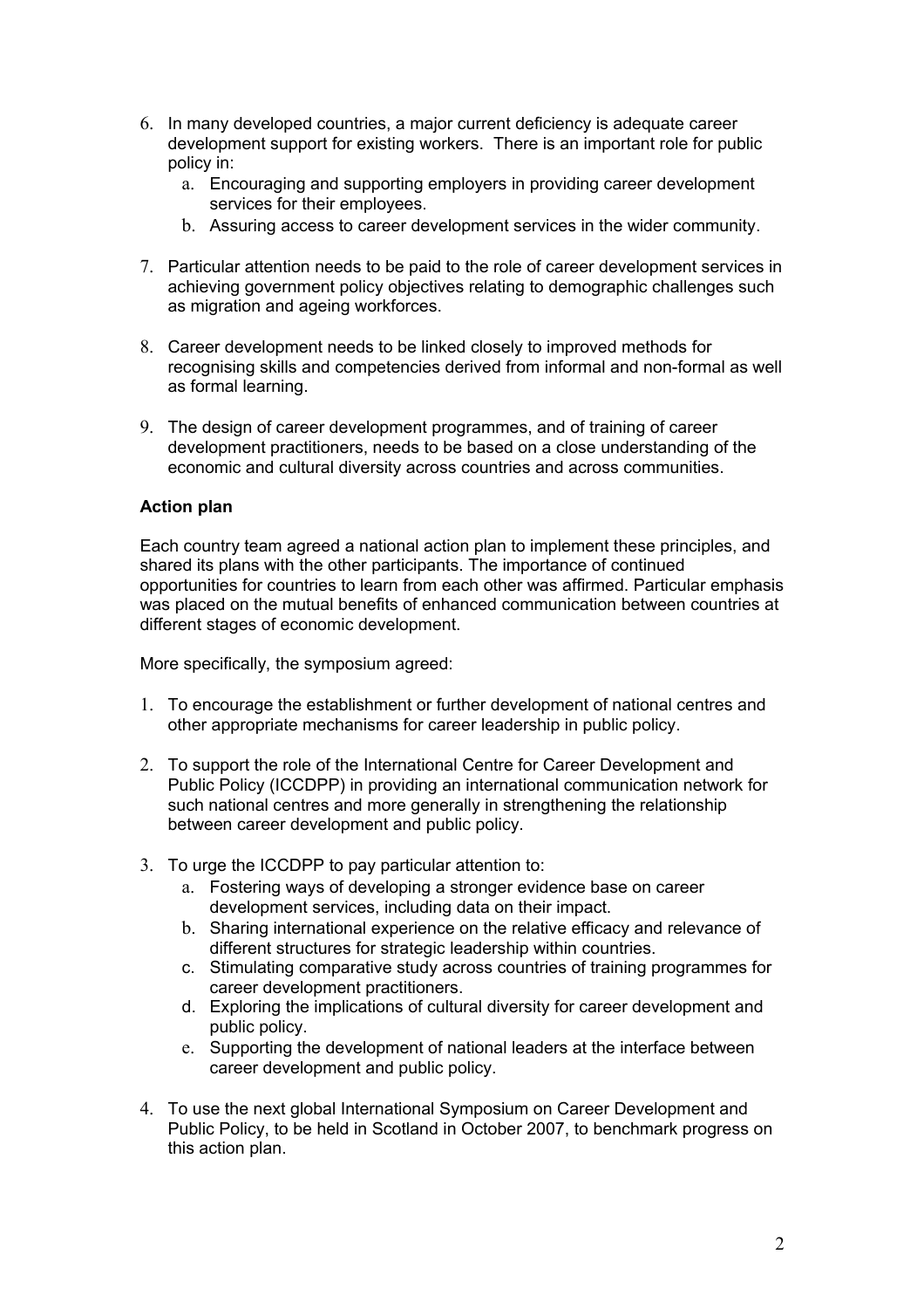6. In many developed countries, a major current deficiency is adequate career development support for existing workers. There is an important role for public policy in:
   a. Encouraging and supporting employers in providing career development services for their employees.
   b. Assuring access to career development services in the wider community.

7. Particular attention needs to be paid to the role of career development services in achieving government policy objectives relating to demographic challenges such as migration and ageing workforces.

8. Career development needs to be linked closely to improved methods for recognising skills and competencies derived from informal and non-formal as well as formal learning.

9. The design of career development programmes, and of training of career development practitioners, needs to be based on a close understanding of the economic and cultural diversity across countries and across communities.

**Action plan**

Each country team agreed a national action plan to implement these principles, and shared its plans with the other participants. The importance of continued opportunities for countries to learn from each other was affirmed. Particular emphasis was placed on the mutual benefits of enhanced communication between countries at different stages of economic development.

More specifically, the symposium agreed:

1. To encourage the establishment or further development of national centres and other appropriate mechanisms for career leadership in public policy.

2. To support the role of the International Centre for Career Development and Public Policy (ICCDPP) in providing an international communication network for such national centres and more generally in strengthening the relationship between career development and public policy.

3. To urge the ICCDPP to pay particular attention to:
   a. Fostering ways of developing a stronger evidence base on career development services, including data on their impact.
   b. Sharing international experience on the relative efficacy and relevance of different structures for strategic leadership within countries.
   c. Stimulating comparative study across countries of training programmes for career development practitioners.
   d. Exploring the implications of cultural diversity for career development and public policy.
   e. Supporting the development of national leaders at the interface between career development and public policy.

4. To use the next global International Symposium on Career Development and Public Policy, to be held in Scotland in October 2007, to benchmark progress on this action plan.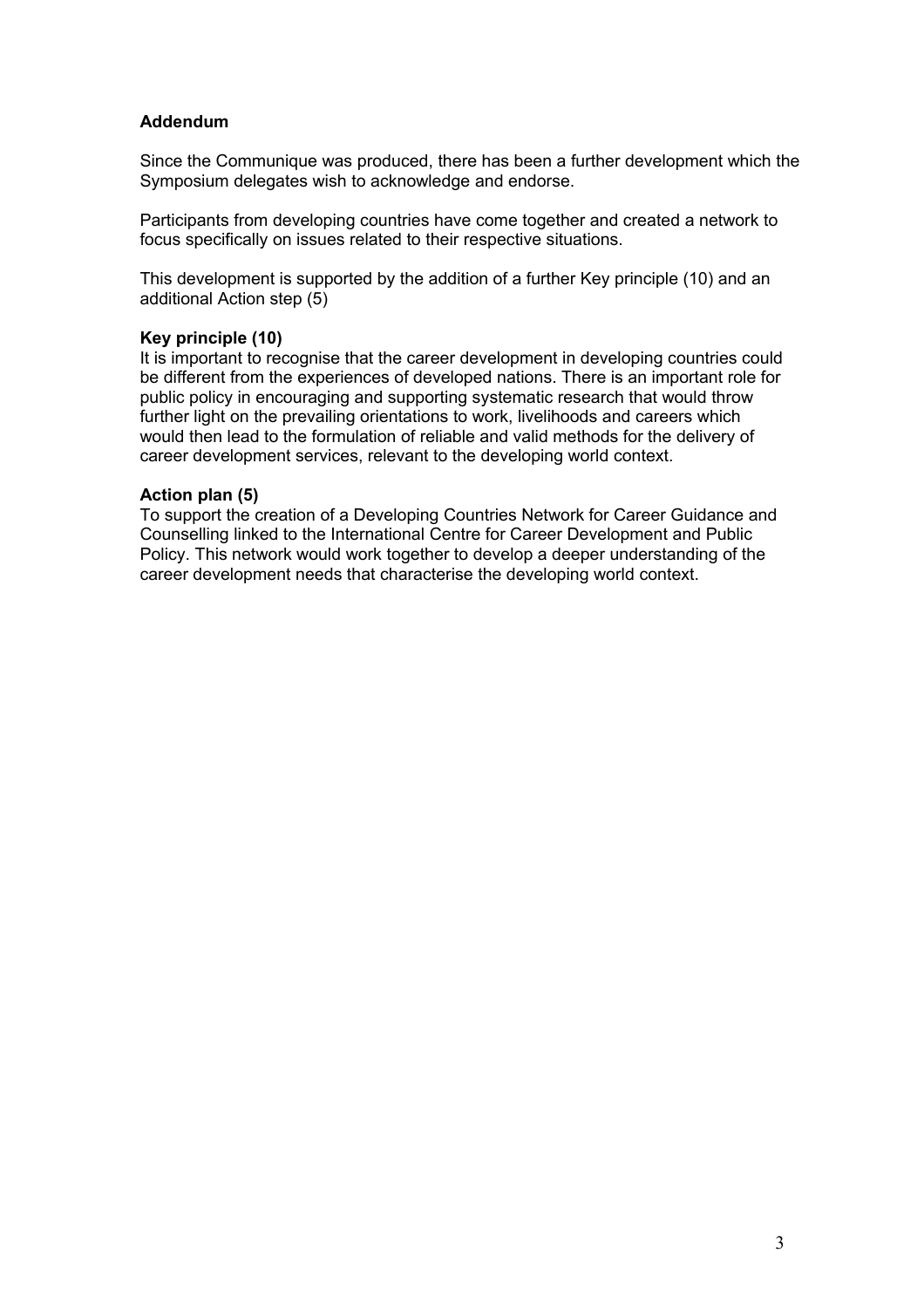## Addendum

Since the Communique was produced, there has been a further development which the Symposium delegates wish to acknowledge and endorse.

Participants from developing countries have come together and created a network to focus specifically on issues related to their respective situations.

This development is supported by the addition of a further Key principle (10) and an additional Action step (5)

**Key principle (10)**

It is important to recognise that the career development in developing countries could be different from the experiences of developed nations. There is an important role for public policy in encouraging and supporting systematic research that would throw further light on the prevailing orientations to work, livelihoods and careers which would then lead to the formulation of reliable and valid methods for the delivery of career development services, relevant to the developing world context.

**Action plan (5)**

To support the creation of a Developing Countries Network for Career Guidance and Counselling linked to the International Centre for Career Development and Public Policy. This network would work together to develop a deeper understanding of the career development needs that characterise the developing world context.